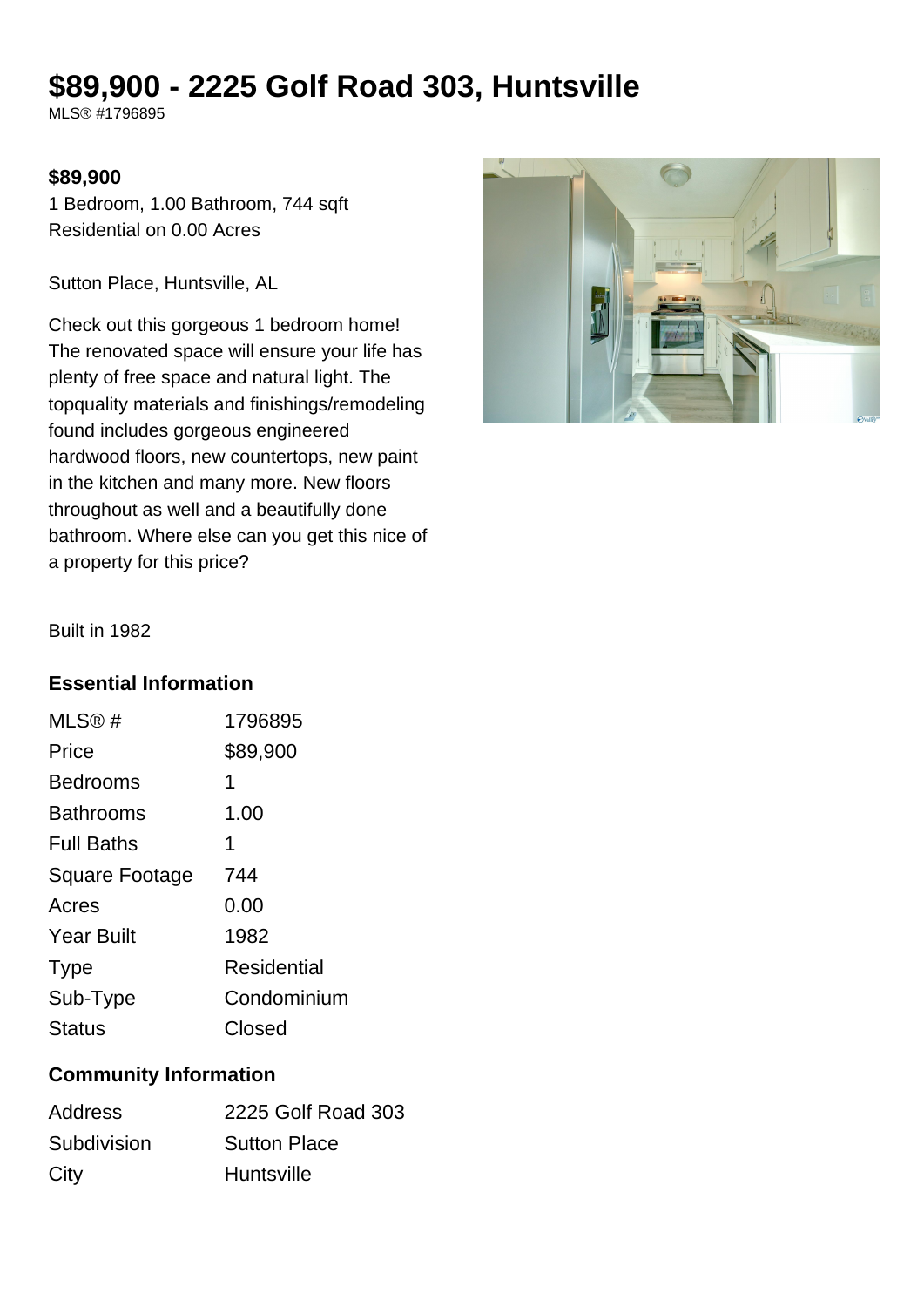# $89,900 - 2225 Golf Road 303, Huntsville

MLS® #1796895

**$89,900**

1 Bedroom, 1.00 Bathroom, 744 sqft

Residential on 0.00 Acres

Sutton Place, Huntsville, AL

Check out this gorgeous 1 bedroom home! The renovated space will ensure your life has plenty of free space and natural light. The topquality materials and finishings/remodeling found includes gorgeous engineered hardwood floors, new countertops, new paint in the kitchen and many more. New floors throughout as well and a beautifully done bathroom. Where else can you get this nice of a property for this price?

Built in 1982

## Essential Information

| | |
|---|---|
| MLS® # | 1796895 |
| Price | $89,900 |
| Bedrooms | 1 |
| Bathrooms | 1.00 |
| Full Baths | 1 |
| Square Footage | 744 |
| Acres | 0.00 |
| Year Built | 1982 |
| Type | Residential |
| Sub-Type | Condominium |
| Status | Closed |

## Community Information

| | |
|---|---|
| Address | 2225 Golf Road 303 |
| Subdivision | Sutton Place |
| City | Huntsville |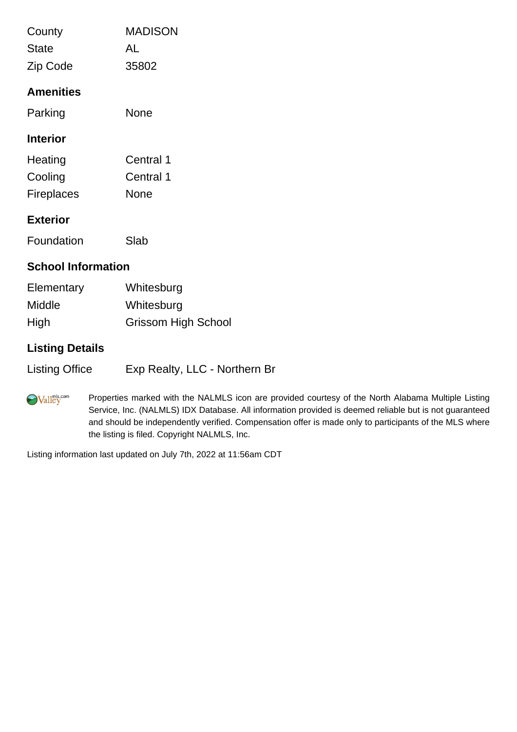| | |
|---|---|
| County | MADISON |
| State | AL |
| Zip Code | 35802 |

## Amenities

| | |
|---|---|
| Parking | None |

## Interior

| | |
|---|---|
| Heating | Central 1 |
| Cooling | Central 1 |
| Fireplaces | None |

## Exterior

| | |
|---|---|
| Foundation | Slab |

## School Information

| | |
|---|---|
| Elementary | Whitesburg |
| Middle | Whitesburg |
| High | Grissom High School |

## Listing Details

| | |
|---|---|
| Listing Office | Exp Realty, LLC - Northern Br |

Properties marked with the NALMLS icon are provided courtesy of the North Alabama Multiple Listing Service, Inc. (NALMLS) IDX Database. All information provided is deemed reliable but is not guaranteed and should be independently verified. Compensation offer is made only to participants of the MLS where the listing is filed. Copyright NALMLS, Inc.

Listing information last updated on July 7th, 2022 at 11:56am CDT